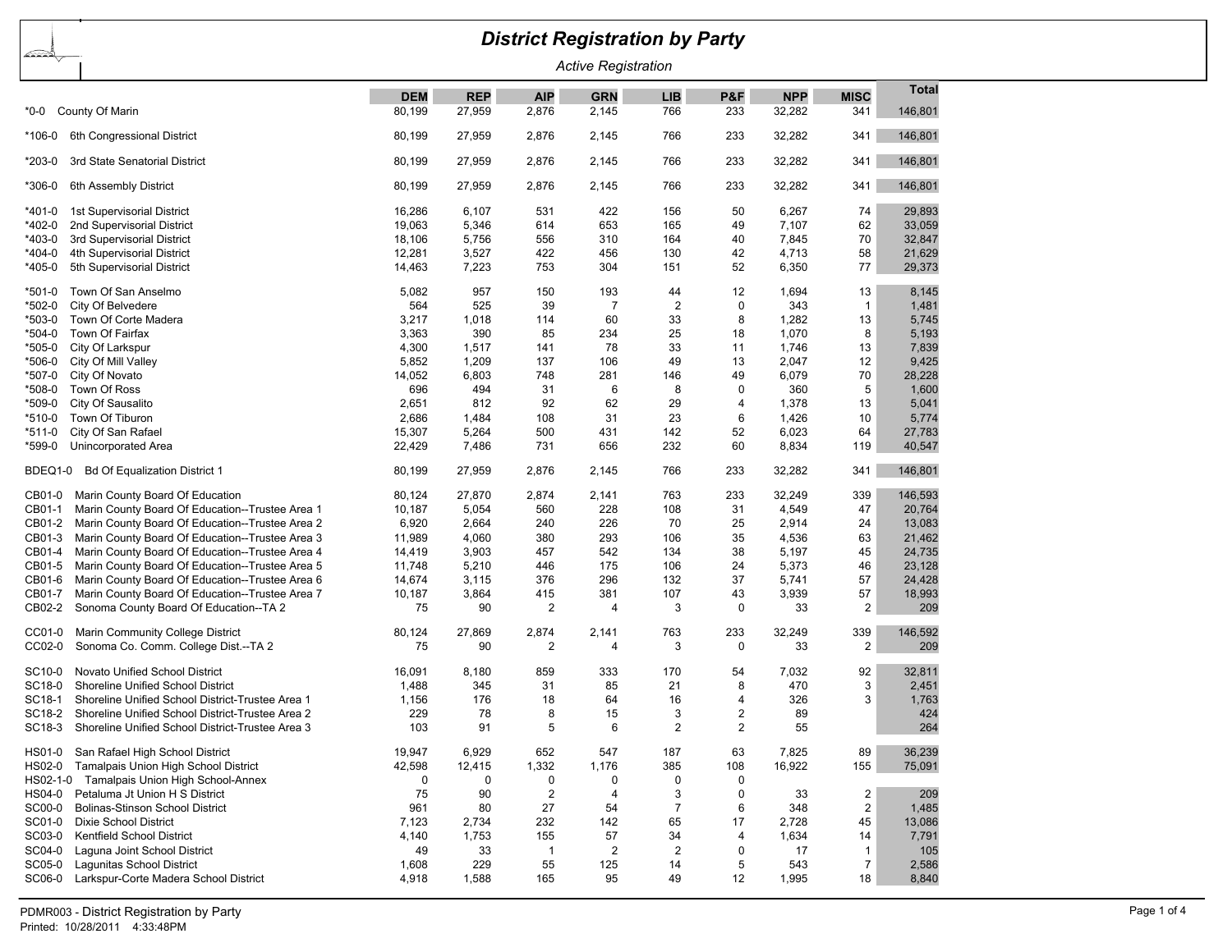# District Registration by Party

*Active Registration*

| | DEM | REP | AIP | GRN | LIB | P&F | NPP | MISC | Total |
|---|---|---|---|---|---|---|---|---|---|
| *0-0 County Of Marin | 80,199 | 27,959 | 2,876 | 2,145 | 766 | 233 | 32,282 | 341 | 146,801 |
| *106-0 6th Congressional District | 80,199 | 27,959 | 2,876 | 2,145 | 766 | 233 | 32,282 | 341 | 146,801 |
| *203-0 3rd State Senatorial District | 80,199 | 27,959 | 2,876 | 2,145 | 766 | 233 | 32,282 | 341 | 146,801 |
| *306-0 6th Assembly District | 80,199 | 27,959 | 2,876 | 2,145 | 766 | 233 | 32,282 | 341 | 146,801 |
| *401-0 1st Supervisorial District | 16,286 | 6,107 | 531 | 422 | 156 | 50 | 6,267 | 74 | 29,893 |
| *402-0 2nd Supervisorial District | 19,063 | 5,346 | 614 | 653 | 165 | 49 | 7,107 | 62 | 33,059 |
| *403-0 3rd Supervisorial District | 18,106 | 5,756 | 556 | 310 | 164 | 40 | 7,845 | 70 | 32,847 |
| *404-0 4th Supervisorial District | 12,281 | 3,527 | 422 | 456 | 130 | 42 | 4,713 | 58 | 21,629 |
| *405-0 5th Supervisorial District | 14,463 | 7,223 | 753 | 304 | 151 | 52 | 6,350 | 77 | 29,373 |
| *501-0 Town Of San Anselmo | 5,082 | 957 | 150 | 193 | 44 | 12 | 1,694 | 13 | 8,145 |
| *502-0 City Of Belvedere | 564 | 525 | 39 | 7 | 2 | 0 | 343 | 1 | 1,481 |
| *503-0 Town Of Corte Madera | 3,217 | 1,018 | 114 | 60 | 33 | 8 | 1,282 | 13 | 5,745 |
| *504-0 Town Of Fairfax | 3,363 | 390 | 85 | 234 | 25 | 18 | 1,070 | 8 | 5,193 |
| *505-0 City Of Larkspur | 4,300 | 1,517 | 141 | 78 | 33 | 11 | 1,746 | 13 | 7,839 |
| *506-0 City Of Mill Valley | 5,852 | 1,209 | 137 | 106 | 49 | 13 | 2,047 | 12 | 9,425 |
| *507-0 City Of Novato | 14,052 | 6,803 | 748 | 281 | 146 | 49 | 6,079 | 70 | 28,228 |
| *508-0 Town Of Ross | 696 | 494 | 31 | 6 | 8 | 0 | 360 | 5 | 1,600 |
| *509-0 City Of Sausalito | 2,651 | 812 | 92 | 62 | 29 | 4 | 1,378 | 13 | 5,041 |
| *510-0 Town Of Tiburon | 2,686 | 1,484 | 108 | 31 | 23 | 6 | 1,426 | 10 | 5,774 |
| *511-0 City Of San Rafael | 15,307 | 5,264 | 500 | 431 | 142 | 52 | 6,023 | 64 | 27,783 |
| *599-0 Unincorporated Area | 22,429 | 7,486 | 731 | 656 | 232 | 60 | 8,834 | 119 | 40,547 |
| BDEQ1-0 Bd Of Equalization District 1 | 80,199 | 27,959 | 2,876 | 2,145 | 766 | 233 | 32,282 | 341 | 146,801 |
| CB01-0 Marin County Board Of Education | 80,124 | 27,870 | 2,874 | 2,141 | 763 | 233 | 32,249 | 339 | 146,593 |
| CB01-1 Marin County Board Of Education--Trustee Area 1 | 10,187 | 5,054 | 560 | 228 | 108 | 31 | 4,549 | 47 | 20,764 |
| CB01-2 Marin County Board Of Education--Trustee Area 2 | 6,920 | 2,664 | 240 | 226 | 70 | 25 | 2,914 | 24 | 13,083 |
| CB01-3 Marin County Board Of Education--Trustee Area 3 | 11,989 | 4,060 | 380 | 293 | 106 | 35 | 4,536 | 63 | 21,462 |
| CB01-4 Marin County Board Of Education--Trustee Area 4 | 14,419 | 3,903 | 457 | 542 | 134 | 38 | 5,197 | 45 | 24,735 |
| CB01-5 Marin County Board Of Education--Trustee Area 5 | 11,748 | 5,210 | 446 | 175 | 106 | 24 | 5,373 | 46 | 23,128 |
| CB01-6 Marin County Board Of Education--Trustee Area 6 | 14,674 | 3,115 | 376 | 296 | 132 | 37 | 5,741 | 57 | 24,428 |
| CB01-7 Marin County Board Of Education--Trustee Area 7 | 10,187 | 3,864 | 415 | 381 | 107 | 43 | 3,939 | 57 | 18,993 |
| CB02-2 Sonoma County Board Of Education--TA 2 | 75 | 90 | 2 | 4 | 3 | 0 | 33 | 2 | 209 |
| CC01-0 Marin Community College District | 80,124 | 27,869 | 2,874 | 2,141 | 763 | 233 | 32,249 | 339 | 146,592 |
| CC02-0 Sonoma Co. Comm. College Dist.--TA 2 | 75 | 90 | 2 | 4 | 3 | 0 | 33 | 2 | 209 |
| SC10-0 Novato Unified School District | 16,091 | 8,180 | 859 | 333 | 170 | 54 | 7,032 | 92 | 32,811 |
| SC18-0 Shoreline Unified School District | 1,488 | 345 | 31 | 85 | 21 | 8 | 470 | 3 | 2,451 |
| SC18-1 Shoreline Unified School District-Trustee Area 1 | 1,156 | 176 | 18 | 64 | 16 | 4 | 326 | 3 | 1,763 |
| SC18-2 Shoreline Unified School District-Trustee Area 2 | 229 | 78 | 8 | 15 | 3 | 2 | 89 | | 424 |
| SC18-3 Shoreline Unified School District-Trustee Area 3 | 103 | 91 | 5 | 6 | 2 | 2 | 55 | | 264 |
| HS01-0 San Rafael High School District | 19,947 | 6,929 | 652 | 547 | 187 | 63 | 7,825 | 89 | 36,239 |
| HS02-0 Tamalpais Union High School District | 42,598 | 12,415 | 1,332 | 1,176 | 385 | 108 | 16,922 | 155 | 75,091 |
| HS02-1-0 Tamalpais Union High School-Annex | 0 | 0 | 0 | 0 | 0 | 0 | | | |
| HS04-0 Petaluma Jt Union H S District | 75 | 90 | 2 | 4 | 3 | 0 | 33 | 2 | 209 |
| SC00-0 Bolinas-Stinson School District | 961 | 80 | 27 | 54 | 7 | 6 | 348 | 2 | 1,485 |
| SC01-0 Dixie School District | 7,123 | 2,734 | 232 | 142 | 65 | 17 | 2,728 | 45 | 13,086 |
| SC03-0 Kentfield School District | 4,140 | 1,753 | 155 | 57 | 34 | 4 | 1,634 | 14 | 7,791 |
| SC04-0 Laguna Joint School District | 49 | 33 | 1 | 2 | 2 | 0 | 17 | 1 | 105 |
| SC05-0 Lagunitas School District | 1,608 | 229 | 55 | 125 | 14 | 5 | 543 | 7 | 2,586 |
| SC06-0 Larkspur-Corte Madera School District | 4,918 | 1,588 | 165 | 95 | 49 | 12 | 1,995 | 18 | 8,840 |

PDMR003 - District Registration by Party
Printed: 10/28/2011 4:33:48PM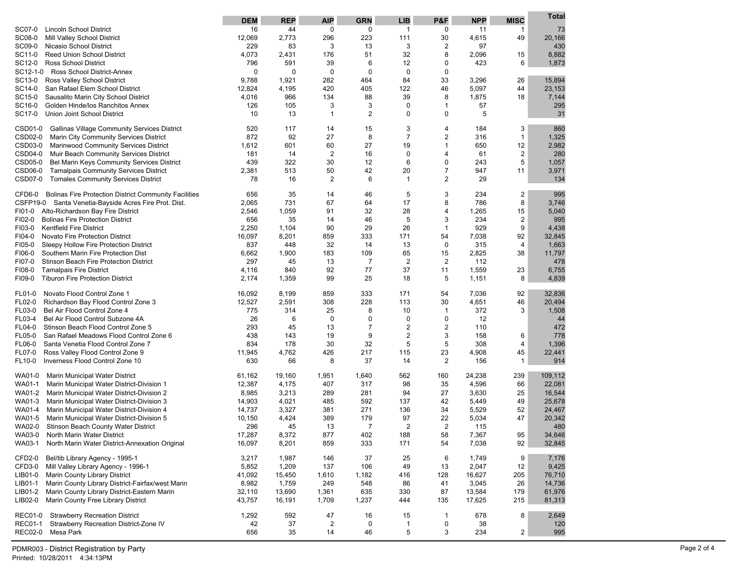| | DEM | REP | AIP | GRN | LIB | P&F | NPP | MISC | Total |
|---|---|---|---|---|---|---|---|---|---|
| SC07-0 Lincoln School District | 16 | 44 | 0 | 0 | 1 | 0 | 11 | 1 | 73 |
| SC08-0 Mill Valley School District | 12,069 | 2,773 | 296 | 223 | 111 | 30 | 4,615 | 49 | 20,166 |
| SC09-0 Nicasio School District | 229 | 83 | 3 | 13 | 3 | 2 | 97 | | 430 |
| SC11-0 Reed Union School District | 4,073 | 2,431 | 176 | 51 | 32 | 8 | 2,096 | 15 | 8,882 |
| SC12-0 Ross School District | 796 | 591 | 39 | 6 | 12 | 0 | 423 | 6 | 1,873 |
| SC12-1-0 Ross School District-Annex | 0 | 0 | 0 | 0 | 0 | 0 | | | |
| SC13-0 Ross Valley School District | 9,788 | 1,921 | 282 | 464 | 84 | 33 | 3,296 | 26 | 15,894 |
| SC14-0 San Rafael Elem School District | 12,824 | 4,195 | 420 | 405 | 122 | 46 | 5,097 | 44 | 23,153 |
| SC15-0 Sausalito Marin City School District | 4,016 | 966 | 134 | 88 | 39 | 8 | 1,875 | 18 | 7,144 |
| SC16-0 Golden Hinde/los Ranchitos Annex | 126 | 105 | 3 | 3 | 0 | 1 | 57 | | 295 |
| SC17-0 Union Joint School District | 10 | 13 | 1 | 2 | 0 | 0 | 5 | | 31 |
| CSD01-0 Gallinas Village Community Services District | 520 | 117 | 14 | 15 | 3 | 4 | 184 | 3 | 860 |
| CSD02-0 Marin City Community Services District | 872 | 92 | 27 | 8 | 7 | 2 | 316 | 1 | 1,325 |
| CSD03-0 Marinwood Community Services District | 1,612 | 601 | 60 | 27 | 19 | 1 | 650 | 12 | 2,982 |
| CSD04-0 Muir Beach Community Services District | 181 | 14 | 2 | 16 | 0 | 4 | 61 | 2 | 280 |
| CSD05-0 Bel Marin Keys Community Services District | 439 | 322 | 30 | 12 | 6 | 0 | 243 | 5 | 1,057 |
| CSD06-0 Tamalpais Community Services District | 2,381 | 513 | 50 | 42 | 20 | 7 | 947 | 11 | 3,971 |
| CSD07-0 Tomales Community Services District | 78 | 16 | 2 | 6 | 1 | 2 | 29 | | 134 |
| CFD6-0 Bolinas Fire Protection District Community Facilities | 656 | 35 | 14 | 46 | 5 | 3 | 234 | 2 | 995 |
| CSFP19-0 Santa Venetia-Bayside Acres Fire Prot. Dist. | 2,065 | 731 | 67 | 64 | 17 | 8 | 786 | 8 | 3,746 |
| FI01-0 Alto-Richardson Bay Fire District | 2,546 | 1,059 | 91 | 32 | 28 | 4 | 1,265 | 15 | 5,040 |
| FI02-0 Bolinas Fire Protection District | 656 | 35 | 14 | 46 | 5 | 3 | 234 | 2 | 995 |
| FI03-0 Kentfield Fire District | 2,250 | 1,104 | 90 | 29 | 26 | 1 | 929 | 9 | 4,438 |
| FI04-0 Novato Fire Protection District | 16,097 | 8,201 | 859 | 333 | 171 | 54 | 7,038 | 92 | 32,845 |
| FI05-0 Sleepy Hollow Fire Protection District | 837 | 448 | 32 | 14 | 13 | 0 | 315 | 4 | 1,663 |
| FI06-0 Southern Marin Fire Protection Dist | 6,662 | 1,900 | 183 | 109 | 65 | 15 | 2,825 | 38 | 11,797 |
| FI07-0 Stinson Beach Fire Protection District | 297 | 45 | 13 | 7 | 2 | 2 | 112 | | 478 |
| FI08-0 Tamalpais Fire District | 4,116 | 840 | 92 | 77 | 37 | 11 | 1,559 | 23 | 6,755 |
| FI09-0 Tiburon Fire Protection District | 2,174 | 1,359 | 99 | 25 | 18 | 5 | 1,151 | 8 | 4,839 |
| FL01-0 Novato Flood Control Zone 1 | 16,092 | 8,199 | 859 | 333 | 171 | 54 | 7,036 | 92 | 32,836 |
| FL02-0 Richardson Bay Flood Control Zone 3 | 12,527 | 2,591 | 308 | 228 | 113 | 30 | 4,651 | 46 | 20,494 |
| FL03-0 Bel Air Flood Control Zone 4 | 775 | 314 | 25 | 8 | 10 | 1 | 372 | 3 | 1,508 |
| FL03-4 Bel Air Flood Control Subzone 4A | 26 | 6 | 0 | 0 | 0 | 0 | 12 | | 44 |
| FL04-0 Stinson Beach Flood Control Zone 5 | 293 | 45 | 13 | 7 | 2 | 2 | 110 | | 472 |
| FL05-0 San Rafael Meadows Flood Control Zone 6 | 438 | 143 | 19 | 9 | 2 | 3 | 158 | 6 | 778 |
| FL06-0 Santa Venetia Flood Control Zone 7 | 834 | 178 | 30 | 32 | 5 | 5 | 308 | 4 | 1,396 |
| FL07-0 Ross Valley Flood Control Zone 9 | 11,945 | 4,762 | 426 | 217 | 115 | 23 | 4,908 | 45 | 22,441 |
| FL10-0 Inverness Flood Control Zone 10 | 630 | 66 | 8 | 37 | 14 | 2 | 156 | 1 | 914 |
| WA01-0 Marin Municipal Water District | 61,162 | 19,160 | 1,951 | 1,640 | 562 | 160 | 24,238 | 239 | 109,112 |
| WA01-1 Marin Municipal Water District-Division 1 | 12,387 | 4,175 | 407 | 317 | 98 | 35 | 4,596 | 66 | 22,081 |
| WA01-2 Marin Municipal Water District-Division 2 | 8,985 | 3,213 | 289 | 281 | 94 | 27 | 3,630 | 25 | 16,544 |
| WA01-3 Marin Municipal Water District-Division 3 | 14,903 | 4,021 | 485 | 592 | 137 | 42 | 5,449 | 49 | 25,678 |
| WA01-4 Marin Municipal Water District-Division 4 | 14,737 | 3,327 | 381 | 271 | 136 | 34 | 5,529 | 52 | 24,467 |
| WA01-5 Marin Municipal Water District-Division 5 | 10,150 | 4,424 | 389 | 179 | 97 | 22 | 5,034 | 47 | 20,342 |
| WA02-0 Stinson Beach County Water District | 296 | 45 | 13 | 7 | 2 | 2 | 115 | | 480 |
| WA03-0 North Marin Water District | 17,287 | 8,372 | 877 | 402 | 188 | 58 | 7,367 | 95 | 34,646 |
| WA03-1 North Marin Water District-Annexation Original | 16,097 | 8,201 | 859 | 333 | 171 | 54 | 7,038 | 92 | 32,845 |
| CFD2-0 Bel/tib Library Agency - 1995-1 | 3,217 | 1,987 | 146 | 37 | 25 | 6 | 1,749 | 9 | 7,176 |
| CFD3-0 Mill Valley Library Agency - 1996-1 | 5,852 | 1,209 | 137 | 106 | 49 | 13 | 2,047 | 12 | 9,425 |
| LIB01-0 Marin County Library District | 41,092 | 15,450 | 1,610 | 1,182 | 416 | 128 | 16,627 | 205 | 76,710 |
| LIB01-1 Marin County Library District-Fairfax/west Marin | 8,982 | 1,759 | 249 | 548 | 86 | 41 | 3,045 | 26 | 14,736 |
| LIB01-2 Marin County Library District-Eastern Marin | 32,110 | 13,690 | 1,361 | 635 | 330 | 87 | 13,584 | 179 | 61,976 |
| LIB02-0 Marin County Free Library District | 43,757 | 16,191 | 1,709 | 1,237 | 444 | 135 | 17,625 | 215 | 81,313 |
| REC01-0 Strawberry Recreation District | 1,292 | 592 | 47 | 16 | 15 | 1 | 678 | 8 | 2,649 |
| REC01-1 Strawberry Recreation District-Zone IV | 42 | 37 | 2 | 0 | 1 | 0 | 38 | | 120 |
| REC02-0 Mesa Park | 656 | 35 | 14 | 46 | 5 | 3 | 234 | 2 | 995 |

PDMR003 - District Registration by Party
Printed: 10/28/2011 4:34:13PM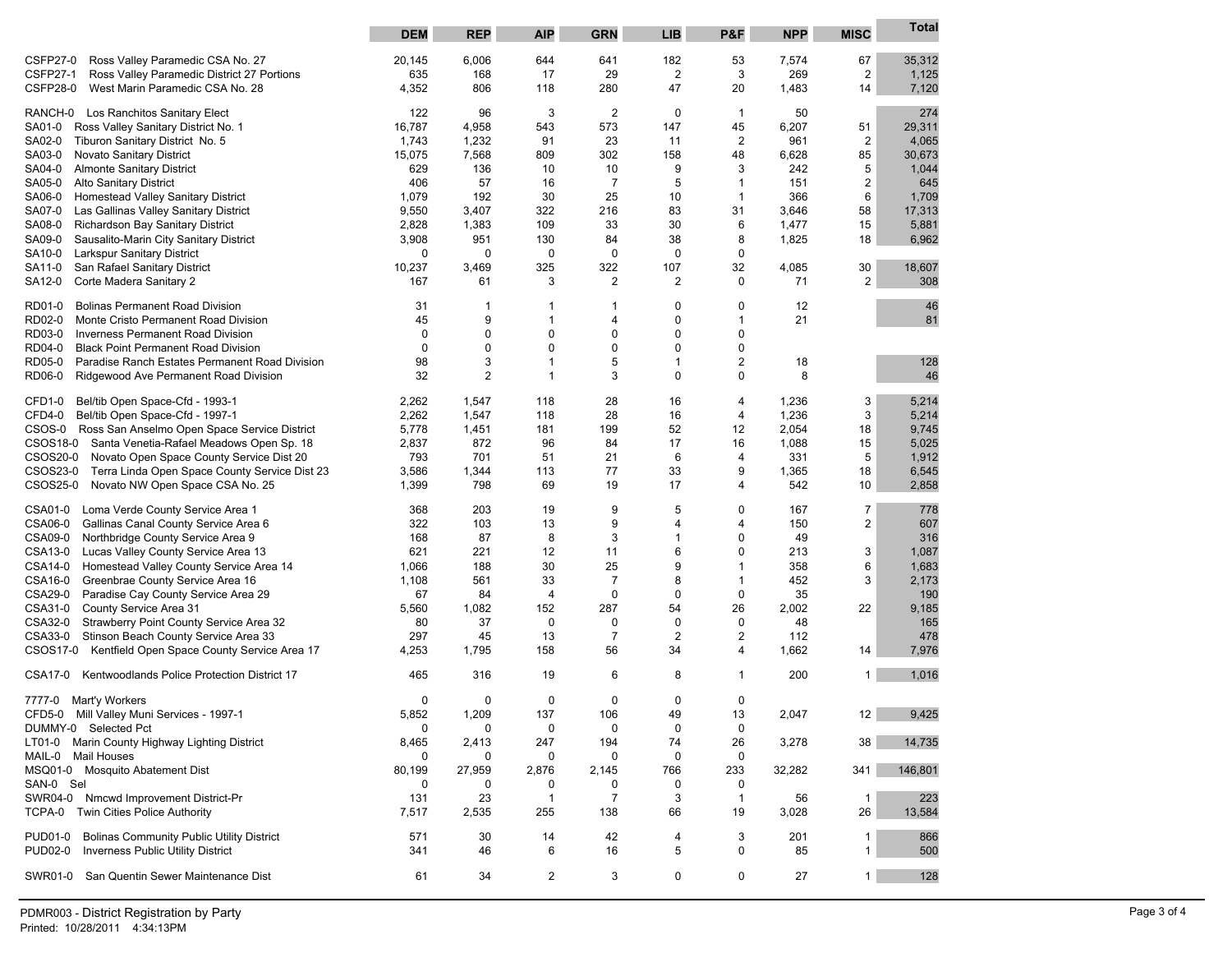| | DEM | REP | AIP | GRN | LIB | P&F | NPP | MISC | Total |
|---|---|---|---|---|---|---|---|---|---|
| CSFP27-0 Ross Valley Paramedic CSA No. 27 | 20,145 | 6,006 | 644 | 641 | 182 | 53 | 7,574 | 67 | 35,312 |
| CSFP27-1 Ross Valley Paramedic District 27 Portions | 635 | 168 | 17 | 29 | 2 | 3 | 269 | 2 | 1,125 |
| CSFP28-0 West Marin Paramedic CSA No. 28 | 4,352 | 806 | 118 | 280 | 47 | 20 | 1,483 | 14 | 7,120 |
| RANCH-0 Los Ranchitos Sanitary Elect | 122 | 96 | 3 | 2 | 0 | 1 | 50 | | 274 |
| SA01-0 Ross Valley Sanitary District No. 1 | 16,787 | 4,958 | 543 | 573 | 147 | 45 | 6,207 | 51 | 29,311 |
| SA02-0 Tiburon Sanitary District No. 5 | 1,743 | 1,232 | 91 | 23 | 11 | 2 | 961 | 2 | 4,065 |
| SA03-0 Novato Sanitary District | 15,075 | 7,568 | 809 | 302 | 158 | 48 | 6,628 | 85 | 30,673 |
| SA04-0 Almonte Sanitary District | 629 | 136 | 10 | 10 | 9 | 3 | 242 | 5 | 1,044 |
| SA05-0 Alto Sanitary District | 406 | 57 | 16 | 7 | 5 | 1 | 151 | 2 | 645 |
| SA06-0 Homestead Valley Sanitary District | 1,079 | 192 | 30 | 25 | 10 | 1 | 366 | 6 | 1,709 |
| SA07-0 Las Gallinas Valley Sanitary District | 9,550 | 3,407 | 322 | 216 | 83 | 31 | 3,646 | 58 | 17,313 |
| SA08-0 Richardson Bay Sanitary District | 2,828 | 1,383 | 109 | 33 | 30 | 6 | 1,477 | 15 | 5,881 |
| SA09-0 Sausalito-Marin City Sanitary District | 3,908 | 951 | 130 | 84 | 38 | 8 | 1,825 | 18 | 6,962 |
| SA10-0 Larkspur Sanitary District | 0 | 0 | 0 | 0 | 0 | 0 | | | |
| SA11-0 San Rafael Sanitary District | 10,237 | 3,469 | 325 | 322 | 107 | 32 | 4,085 | 30 | 18,607 |
| SA12-0 Corte Madera Sanitary 2 | 167 | 61 | 3 | 2 | 2 | 0 | 71 | 2 | 308 |
| RD01-0 Bolinas Permanent Road Division | 31 | 1 | 1 | 1 | 0 | 0 | 12 | | 46 |
| RD02-0 Monte Cristo Permanent Road Division | 45 | 9 | 1 | 4 | 0 | 1 | 21 | | 81 |
| RD03-0 Inverness Permanent Road Division | 0 | 0 | 0 | 0 | 0 | 0 | | | |
| RD04-0 Black Point Permanent Road Division | 0 | 0 | 0 | 0 | 0 | 0 | | | |
| RD05-0 Paradise Ranch Estates Permanent Road Division | 98 | 3 | 1 | 5 | 1 | 2 | 18 | | 128 |
| RD06-0 Ridgewood Ave Permanent Road Division | 32 | 2 | 1 | 3 | 0 | 0 | 8 | | 46 |
| CFD1-0 Bel/tib Open Space-Cfd - 1993-1 | 2,262 | 1,547 | 118 | 28 | 16 | 4 | 1,236 | 3 | 5,214 |
| CFD4-0 Bel/tib Open Space-Cfd - 1997-1 | 2,262 | 1,547 | 118 | 28 | 16 | 4 | 1,236 | 3 | 5,214 |
| CSOS-0 Ross San Anselmo Open Space Service District | 5,778 | 1,451 | 181 | 199 | 52 | 12 | 2,054 | 18 | 9,745 |
| CSOS18-0 Santa Venetia-Rafael Meadows Open Sp. 18 | 2,837 | 872 | 96 | 84 | 17 | 16 | 1,088 | 15 | 5,025 |
| CSOS20-0 Novato Open Space County Service Dist 20 | 793 | 701 | 51 | 21 | 6 | 4 | 331 | 5 | 1,912 |
| CSOS23-0 Terra Linda Open Space County Service Dist 23 | 3,586 | 1,344 | 113 | 77 | 33 | 9 | 1,365 | 18 | 6,545 |
| CSOS25-0 Novato NW Open Space CSA No. 25 | 1,399 | 798 | 69 | 19 | 17 | 4 | 542 | 10 | 2,858 |
| CSA01-0 Loma Verde County Service Area 1 | 368 | 203 | 19 | 9 | 5 | 0 | 167 | 7 | 778 |
| CSA06-0 Gallinas Canal County Service Area 6 | 322 | 103 | 13 | 9 | 4 | 4 | 150 | 2 | 607 |
| CSA09-0 Northbridge County Service Area 9 | 168 | 87 | 8 | 3 | 1 | 0 | 49 | | 316 |
| CSA13-0 Lucas Valley County Service Area 13 | 621 | 221 | 12 | 11 | 6 | 0 | 213 | 3 | 1,087 |
| CSA14-0 Homestead Valley County Service Area 14 | 1,066 | 188 | 30 | 25 | 9 | 1 | 358 | 6 | 1,683 |
| CSA16-0 Greenbrae County Service Area 16 | 1,108 | 561 | 33 | 7 | 8 | 1 | 452 | 3 | 2,173 |
| CSA29-0 Paradise Cay County Service Area 29 | 67 | 84 | 4 | 0 | 0 | 0 | 35 | | 190 |
| CSA31-0 County Service Area 31 | 5,560 | 1,082 | 152 | 287 | 54 | 26 | 2,002 | 22 | 9,185 |
| CSA32-0 Strawberry Point County Service Area 32 | 80 | 37 | 0 | 0 | 0 | 0 | 48 | | 165 |
| CSA33-0 Stinson Beach County Service Area 33 | 297 | 45 | 13 | 7 | 2 | 2 | 112 | | 478 |
| CSOS17-0 Kentfield Open Space County Service Area 17 | 4,253 | 1,795 | 158 | 56 | 34 | 4 | 1,662 | 14 | 7,976 |
| CSA17-0 Kentwoodlands Police Protection District 17 | 465 | 316 | 19 | 6 | 8 | 1 | 200 | 1 | 1,016 |
| 7777-0 Mart'y Workers | 0 | 0 | 0 | 0 | 0 | 0 | | | |
| CFD5-0 Mill Valley Muni Services - 1997-1 | 5,852 | 1,209 | 137 | 106 | 49 | 13 | 2,047 | 12 | 9,425 |
| DUMMY-0 Selected Pct | 0 | 0 | 0 | 0 | 0 | 0 | | | |
| LT01-0 Marin County Highway Lighting District | 8,465 | 2,413 | 247 | 194 | 74 | 26 | 3,278 | 38 | 14,735 |
| MAIL-0 Mail Houses | 0 | 0 | 0 | 0 | 0 | 0 | | | |
| MSQ01-0 Mosquito Abatement Dist | 80,199 | 27,959 | 2,876 | 2,145 | 766 | 233 | 32,282 | 341 | 146,801 |
| SAN-0 Sel | 0 | 0 | 0 | 0 | 0 | 0 | | | |
| SWR04-0 Nmcwd Improvement District-Pr | 131 | 23 | 1 | 7 | 3 | 1 | 56 | 1 | 223 |
| TCPA-0 Twin Cities Police Authority | 7,517 | 2,535 | 255 | 138 | 66 | 19 | 3,028 | 26 | 13,584 |
| PUD01-0 Bolinas Community Public Utility District | 571 | 30 | 14 | 42 | 4 | 3 | 201 | 1 | 866 |
| PUD02-0 Inverness Public Utility District | 341 | 46 | 6 | 16 | 5 | 0 | 85 | 1 | 500 |
| SWR01-0 San Quentin Sewer Maintenance Dist | 61 | 34 | 2 | 3 | 0 | 0 | 27 | 1 | 128 |

PDMR003 - District Registration by Party
Printed: 10/28/2011 4:34:13PM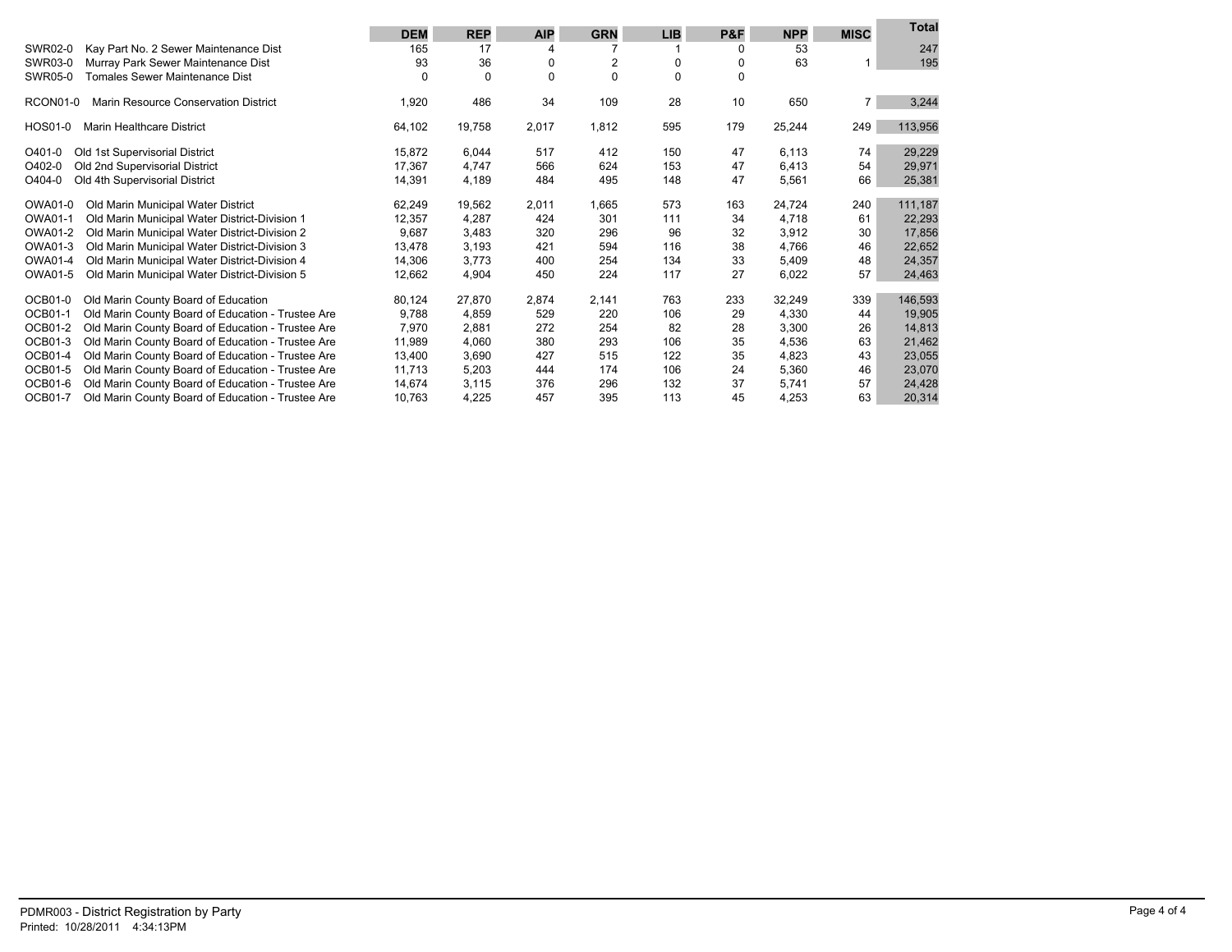| | | DEM | REP | AIP | GRN | LIB | P&F | NPP | MISC | Total |
|---|---|---|---|---|---|---|---|---|---|---|
| SWR02-0 | Kay Part No. 2 Sewer Maintenance Dist | 165 | 17 | 4 | 7 | 1 | 0 | 53 | | 247 |
| SWR03-0 | Murray Park Sewer Maintenance Dist | 93 | 36 | 0 | 2 | 0 | 0 | 63 | 1 | 195 |
| SWR05-0 | Tomales Sewer Maintenance Dist | 0 | 0 | 0 | 0 | 0 | 0 | | | |
| RCON01-0 | Marin Resource Conservation District | 1,920 | 486 | 34 | 109 | 28 | 10 | 650 | 7 | 3,244 |
| HOS01-0 | Marin Healthcare District | 64,102 | 19,758 | 2,017 | 1,812 | 595 | 179 | 25,244 | 249 | 113,956 |
| O401-0 | Old 1st Supervisorial District | 15,872 | 6,044 | 517 | 412 | 150 | 47 | 6,113 | 74 | 29,229 |
| O402-0 | Old 2nd Supervisorial District | 17,367 | 4,747 | 566 | 624 | 153 | 47 | 6,413 | 54 | 29,971 |
| O404-0 | Old 4th Supervisorial District | 14,391 | 4,189 | 484 | 495 | 148 | 47 | 5,561 | 66 | 25,381 |
| OWA01-0 | Old Marin Municipal Water District | 62,249 | 19,562 | 2,011 | 1,665 | 573 | 163 | 24,724 | 240 | 111,187 |
| OWA01-1 | Old Marin Municipal Water District-Division 1 | 12,357 | 4,287 | 424 | 301 | 111 | 34 | 4,718 | 61 | 22,293 |
| OWA01-2 | Old Marin Municipal Water District-Division 2 | 9,687 | 3,483 | 320 | 296 | 96 | 32 | 3,912 | 30 | 17,856 |
| OWA01-3 | Old Marin Municipal Water District-Division 3 | 13,478 | 3,193 | 421 | 594 | 116 | 38 | 4,766 | 46 | 22,652 |
| OWA01-4 | Old Marin Municipal Water District-Division 4 | 14,306 | 3,773 | 400 | 254 | 134 | 33 | 5,409 | 48 | 24,357 |
| OWA01-5 | Old Marin Municipal Water District-Division 5 | 12,662 | 4,904 | 450 | 224 | 117 | 27 | 6,022 | 57 | 24,463 |
| OCB01-0 | Old Marin County Board of Education | 80,124 | 27,870 | 2,874 | 2,141 | 763 | 233 | 32,249 | 339 | 146,593 |
| OCB01-1 | Old Marin County Board of Education - Trustee Are | 9,788 | 4,859 | 529 | 220 | 106 | 29 | 4,330 | 44 | 19,905 |
| OCB01-2 | Old Marin County Board of Education - Trustee Are | 7,970 | 2,881 | 272 | 254 | 82 | 28 | 3,300 | 26 | 14,813 |
| OCB01-3 | Old Marin County Board of Education - Trustee Are | 11,989 | 4,060 | 380 | 293 | 106 | 35 | 4,536 | 63 | 21,462 |
| OCB01-4 | Old Marin County Board of Education - Trustee Are | 13,400 | 3,690 | 427 | 515 | 122 | 35 | 4,823 | 43 | 23,055 |
| OCB01-5 | Old Marin County Board of Education - Trustee Are | 11,713 | 5,203 | 444 | 174 | 106 | 24 | 5,360 | 46 | 23,070 |
| OCB01-6 | Old Marin County Board of Education - Trustee Are | 14,674 | 3,115 | 376 | 296 | 132 | 37 | 5,741 | 57 | 24,428 |
| OCB01-7 | Old Marin County Board of Education - Trustee Are | 10,763 | 4,225 | 457 | 395 | 113 | 45 | 4,253 | 63 | 20,314 |